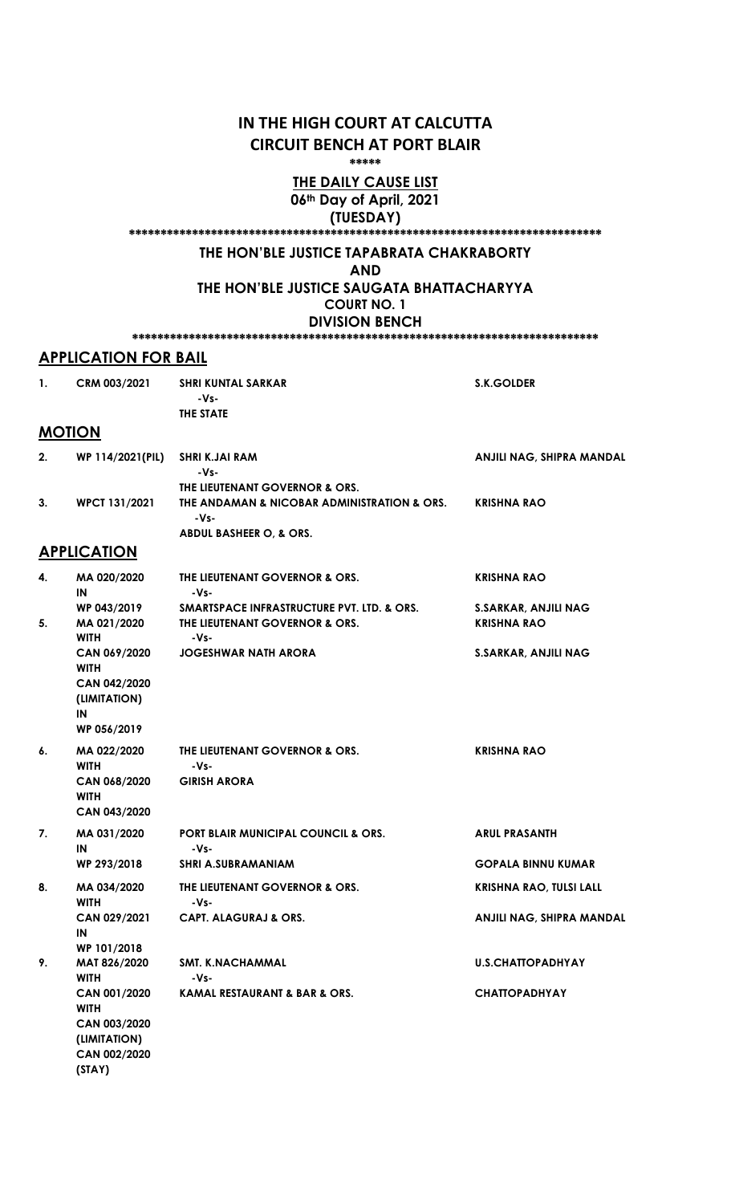# IN THE HIGH COURT AT CALCUTTA
# CIRCUIT BENCH AT PORT BLAIR

\*\*\*\*\*

**THE DAILY CAUSE LIST**

**06th Day of April, 2021**

**(TUESDAY)**

\*\*\*\*\*\*\*\*\*\*\*\*\*\*\*\*\*\*\*\*\*\*\*\*\*\*\*\*\*\*\*\*\*\*\*\*\*\*\*\*\*\*\*\*\*\*\*\*\*\*\*\*\*\*\*\*\*\*\*\*\*\*\*\*\*\*\*\*\*\*\*\*\*\*\*

**THE HON'BLE JUSTICE TAPABRATA CHAKRABORTY**

**AND**

**THE HON'BLE JUSTICE SAUGATA BHATTACHARYYA**

**COURT NO. 1**

**DIVISION BENCH**

\*\*\*\*\*\*\*\*\*\*\*\*\*\*\*\*\*\*\*\*\*\*\*\*\*\*\*\*\*\*\*\*\*\*\*\*\*\*\*\*\*\*\*\*\*\*\*\*\*\*\*\*\*\*\*\*\*\*\*\*\*\*\*\*\*\*\*\*\*\*\*\*\*\*\*

## APPLICATION FOR BAIL

| | | | |
|---|---|---|---|
| 1. | CRM 003/2021 | SHRI KUNTAL SARKAR<br>-Vs-<br>THE STATE | S.K.GOLDER |

## MOTION

| | | | |
|---|---|---|---|
| 2. | WP 114/2021(PIL) | SHRI K.JAI RAM<br>-Vs-<br>THE LIEUTENANT GOVERNOR & ORS. | ANJILI NAG, SHIPRA MANDAL |
| 3. | WPCT 131/2021 | THE ANDAMAN & NICOBAR ADMINISTRATION & ORS.<br>-Vs-<br>ABDUL BASHEER O, & ORS. | KRISHNA RAO |

## APPLICATION

| | | | |
|---|---|---|---|
| 4. | MA 020/2020<br>IN | THE LIEUTENANT GOVERNOR & ORS.<br>-Vs- | KRISHNA RAO |
| | WP 043/2019 | SMARTSPACE INFRASTRUCTURE PVT. LTD. & ORS. | S.SARKAR, ANJILI NAG |
| 5. | MA 021/2020<br>WITH | THE LIEUTENANT GOVERNOR & ORS.<br>-Vs- | KRISHNA RAO |
| | CAN 069/2020<br>WITH<br>CAN 042/2020<br>(LIMITATION)<br>IN<br>WP 056/2019 | JOGESHWAR NATH ARORA | S.SARKAR, ANJILI NAG |
| 6. | MA 022/2020<br>WITH<br>CAN 068/2020<br>WITH<br>CAN 043/2020 | THE LIEUTENANT GOVERNOR & ORS.<br>-Vs-<br>GIRISH ARORA | KRISHNA RAO |
| 7. | MA 031/2020<br>IN | PORT BLAIR MUNICIPAL COUNCIL & ORS.<br>-Vs- | ARUL PRASANTH |
| | WP 293/2018 | SHRI A.SUBRAMANIAM | GOPALA BINNU KUMAR |
| 8. | MA 034/2020<br>WITH | THE LIEUTENANT GOVERNOR & ORS.<br>-Vs- | KRISHNA RAO, TULSI LALL |
| | CAN 029/2021<br>IN<br>WP 101/2018 | CAPT. ALAGURAJ & ORS. | ANJILI NAG, SHIPRA MANDAL |
| 9. | MAT 826/2020<br>WITH | SMT. K.NACHAMMAL<br>-Vs- | U.S.CHATTOPADHYAY |
| | CAN 001/2020<br>WITH<br>CAN 003/2020<br>(LIMITATION)<br>CAN 002/2020<br>(STAY) | KAMAL RESTAURANT & BAR & ORS. | CHATTOPADHYAY |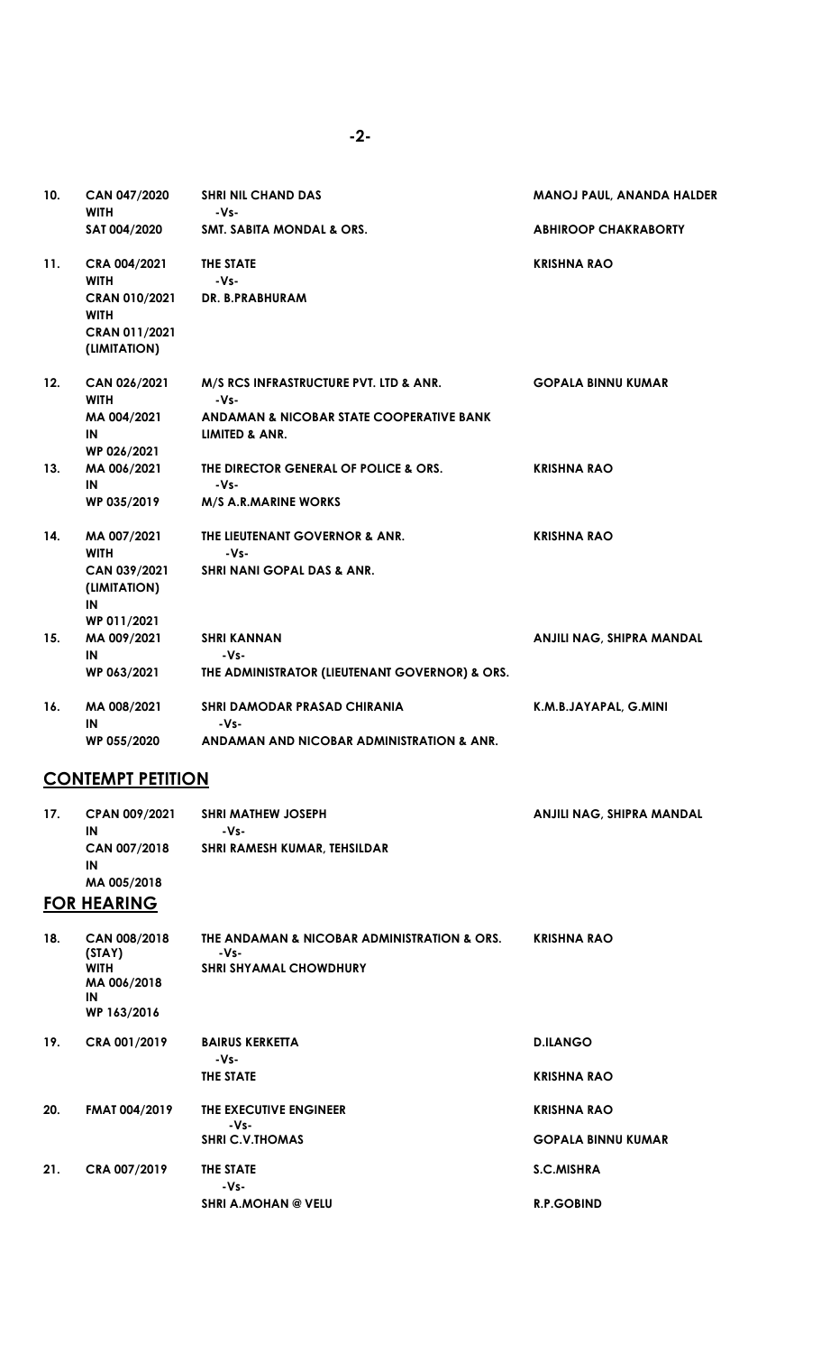| No. | Case No. | Parties | Advocates |
|---|---|---|---|
| 10. | CAN 047/2020 WITH SAT 004/2020 | SHRI NIL CHAND DAS -Vs- SMT. SABITA MONDAL & ORS. | MANOJ PAUL, ANANDA HALDER / ABHIROOP CHAKRABORTY |
| 11. | CRA 004/2021 WITH CRAN 010/2021 WITH CRAN 011/2021 (LIMITATION) | THE STATE -Vs- DR. B.PRABHURAM | KRISHNA RAO |
| 12. | CAN 026/2021 WITH MA 004/2021 IN WP 026/2021 | M/S RCS INFRASTRUCTURE PVT. LTD & ANR. -Vs- ANDAMAN & NICOBAR STATE COOPERATIVE BANK LIMITED & ANR. | GOPALA BINNU KUMAR |
| 13. | MA 006/2021 IN WP 035/2019 | THE DIRECTOR GENERAL OF POLICE & ORS. -Vs- M/S A.R.MARINE WORKS | KRISHNA RAO |
| 14. | MA 007/2021 WITH CAN 039/2021 (LIMITATION) IN WP 011/2021 | THE LIEUTENANT GOVERNOR & ANR. -Vs- SHRI NANI GOPAL DAS & ANR. | KRISHNA RAO |
| 15. | MA 009/2021 IN WP 063/2021 | SHRI KANNAN -Vs- THE ADMINISTRATOR (LIEUTENANT GOVERNOR) & ORS. | ANJILI NAG, SHIPRA MANDAL |
| 16. | MA 008/2021 IN WP 055/2020 | SHRI DAMODAR PRASAD CHIRANIA -Vs- ANDAMAN AND NICOBAR ADMINISTRATION & ANR. | K.M.B.JAYAPAL, G.MINI |

## CONTEMPT PETITION

| No. | Case No. | Parties | Advocates |
|---|---|---|---|
| 17. | CPAN 009/2021 IN CAN 007/2018 IN MA 005/2018 | SHRI MATHEW JOSEPH -Vs- SHRI RAMESH KUMAR, TEHSILDAR | ANJILI NAG, SHIPRA MANDAL |

## FOR HEARING

| No. | Case No. | Parties | Advocates |
|---|---|---|---|
| 18. | CAN 008/2018 (STAY) WITH MA 006/2018 IN WP 163/2016 | THE ANDAMAN & NICOBAR ADMINISTRATION & ORS. -Vs- SHRI SHYAMAL CHOWDHURY | KRISHNA RAO |
| 19. | CRA 001/2019 | BAIRUS KERKETTA -Vs- THE STATE | D.ILANGO / KRISHNA RAO |
| 20. | FMAT 004/2019 | THE EXECUTIVE ENGINEER -Vs- SHRI C.V.THOMAS | KRISHNA RAO / GOPALA BINNU KUMAR |
| 21. | CRA 007/2019 | THE STATE -Vs- SHRI A.MOHAN @ VELU | S.C.MISHRA / R.P.GOBIND |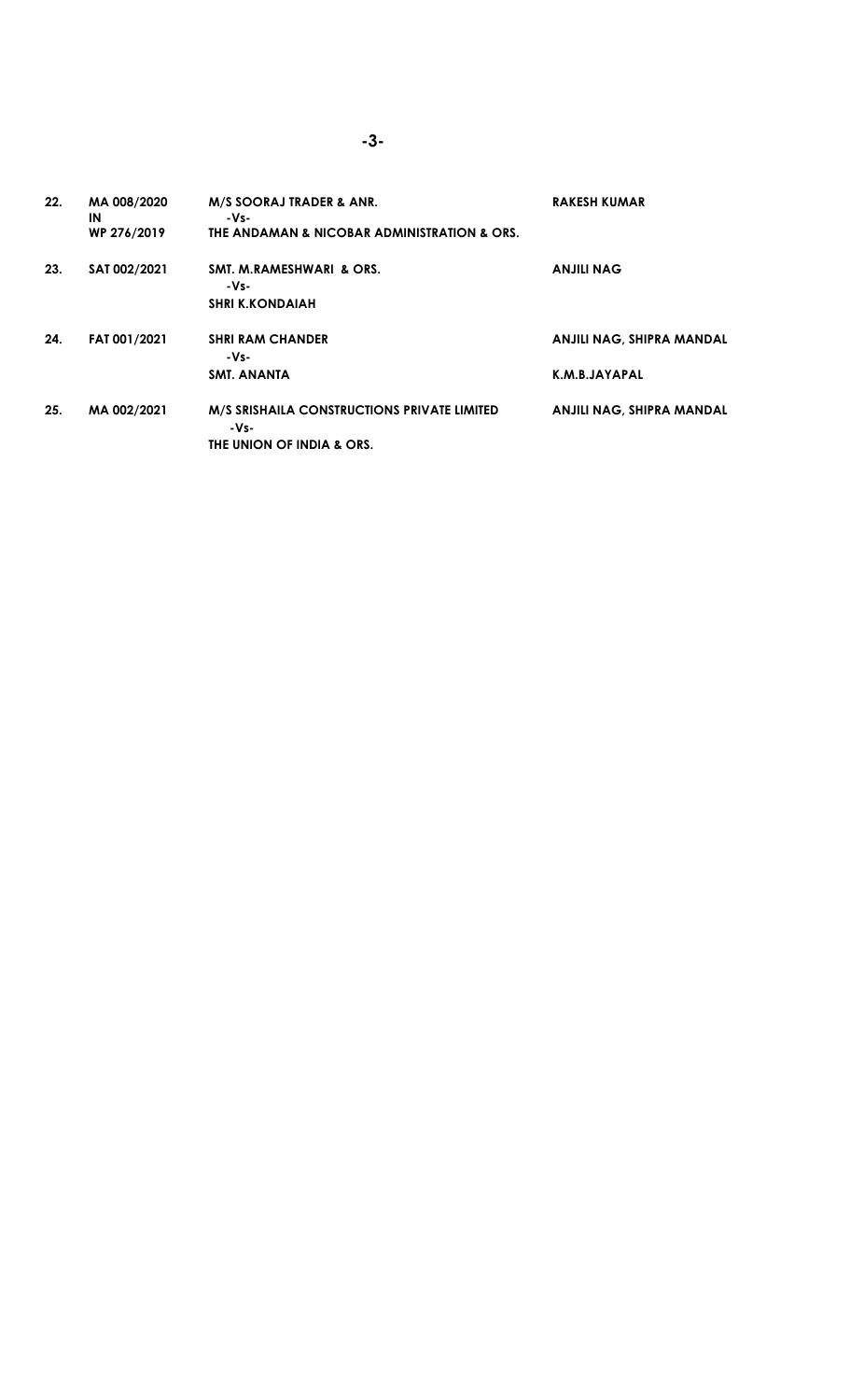| | | | |
|---|---|---|---|
| 22. | MA 008/2020 IN WP 276/2019 | **M/S SOORAJ TRADER & ANR.** -Vs- **THE ANDAMAN & NICOBAR ADMINISTRATION & ORS.** | **RAKESH KUMAR** |
| 23. | SAT 002/2021 | **SMT. M.RAMESHWARI & ORS.** -Vs- **SHRI K.KONDAIAH** | **ANJILI NAG** |
| 24. | FAT 001/2021 | **SHRI RAM CHANDER** -Vs- **SMT. ANANTA** | **ANJILI NAG, SHIPRA MANDAL** **K.M.B.JAYAPAL** |
| 25. | MA 002/2021 | **M/S SRISHAILA CONSTRUCTIONS PRIVATE LIMITED** -Vs- **THE UNION OF INDIA & ORS.** | **ANJILI NAG, SHIPRA MANDAL** |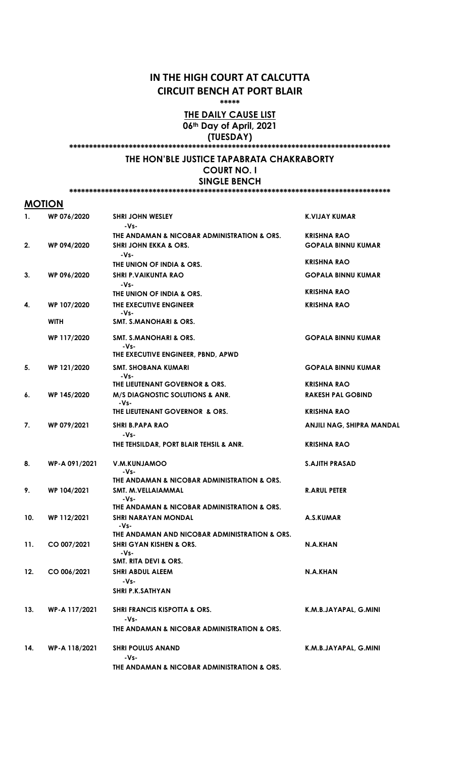# IN THE HIGH COURT AT CALCUTTA
# CIRCUIT BENCH AT PORT BLAIR

*****

**THE DAILY CAUSE LIST**

**06th Day of April, 2021**

**(TUESDAY)**

***********************************************************************************

## THE HON'BLE JUSTICE TAPABRATA CHAKRABORTY
## COURT NO. I
## SINGLE BENCH

***********************************************************************************

## MOTION

| No. | Case No. | Parties | Advocates |
|---|---|---|---|
| 1. | WP 076/2020 | SHRI JOHN WESLEY<br>-Vs-<br>THE ANDAMAN & NICOBAR ADMINISTRATION & ORS. | K.VIJAY KUMAR<br><br>KRISHNA RAO |
| 2. | WP 094/2020 | SHRI JOHN EKKA & ORS.<br>-Vs-<br>THE UNION OF INDIA & ORS. | GOPALA BINNU KUMAR<br><br>KRISHNA RAO |
| 3. | WP 096/2020 | SHRI P.VAIKUNTA RAO<br>-Vs-<br>THE UNION OF INDIA & ORS. | GOPALA BINNU KUMAR<br><br>KRISHNA RAO |
| 4. | WP 107/2020 | THE EXECUTIVE ENGINEER<br>-Vs-<br>SMT. S.MANOHARI & ORS. | KRISHNA RAO |
| | WITH | | |
| | WP 117/2020 | SMT. S.MANOHARI & ORS.<br>-Vs-<br>THE EXECUTIVE ENGINEER, PBND, APWD | GOPALA BINNU KUMAR |
| 5. | WP 121/2020 | SMT. SHOBANA KUMARI<br>-Vs-<br>THE LIEUTENANT GOVERNOR & ORS. | GOPALA BINNU KUMAR<br><br>KRISHNA RAO |
| 6. | WP 145/2020 | M/S DIAGNOSTIC SOLUTIONS & ANR.<br>-Vs-<br>THE LIEUTENANT GOVERNOR & ORS. | RAKESH PAL GOBIND<br><br>KRISHNA RAO |
| 7. | WP 079/2021 | SHRI B.PAPA RAO<br>-Vs-<br>THE TEHSILDAR, PORT BLAIR TEHSIL & ANR. | ANJILI NAG, SHIPRA MANDAL<br><br>KRISHNA RAO |
| 8. | WP-A 091/2021 | V.M.KUNJAMOO<br>-Vs-<br>THE ANDAMAN & NICOBAR ADMINISTRATION & ORS. | S.AJITH PRASAD |
| 9. | WP 104/2021 | SMT. M.VELLAIAMMAL<br>-Vs-<br>THE ANDAMAN & NICOBAR ADMINISTRATION & ORS. | R.ARUL PETER |
| 10. | WP 112/2021 | SHRI NARAYAN MONDAL<br>-Vs-<br>THE ANDAMAN AND NICOBAR ADMINISTRATION & ORS. | A.S.KUMAR |
| 11. | CO 007/2021 | SHRI GYAN KISHEN & ORS.<br>-Vs-<br>SMT. RITA DEVI & ORS. | N.A.KHAN |
| 12. | CO 006/2021 | SHRI ABDUL ALEEM<br>-Vs-<br>SHRI P.K.SATHYAN | N.A.KHAN |
| 13. | WP-A 117/2021 | SHRI FRANCIS KISPOTTA & ORS.<br>-Vs-<br>THE ANDAMAN & NICOBAR ADMINISTRATION & ORS. | K.M.B.JAYAPAL, G.MINI |
| 14. | WP-A 118/2021 | SHRI POULUS ANAND<br>-Vs-<br>THE ANDAMAN & NICOBAR ADMINISTRATION & ORS. | K.M.B.JAYAPAL, G.MINI |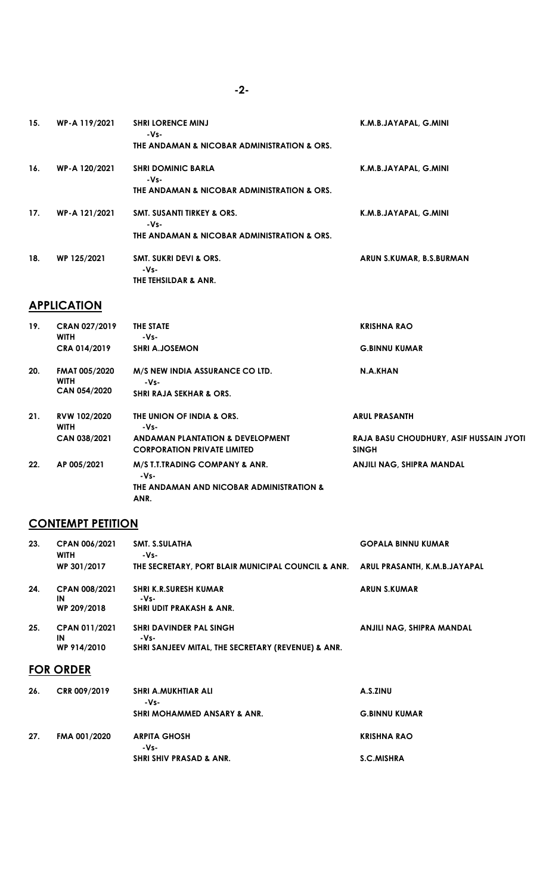| | | | |
|---|---|---|---|
| 15. | WP-A 119/2021 | SHRI LORENCE MINJ<br>-Vs-<br>THE ANDAMAN & NICOBAR ADMINISTRATION & ORS. | K.M.B.JAYAPAL, G.MINI |
| 16. | WP-A 120/2021 | SHRI DOMINIC BARLA<br>-Vs-<br>THE ANDAMAN & NICOBAR ADMINISTRATION & ORS. | K.M.B.JAYAPAL, G.MINI |
| 17. | WP-A 121/2021 | SMT. SUSANTI TIRKEY & ORS.<br>-Vs-<br>THE ANDAMAN & NICOBAR ADMINISTRATION & ORS. | K.M.B.JAYAPAL, G.MINI |
| 18. | WP 125/2021 | SMT. SUKRI DEVI & ORS.<br>-Vs-<br>THE TEHSILDAR & ANR. | ARUN S.KUMAR, B.S.BURMAN |

## APPLICATION

| | | | |
|---|---|---|---|
| 19. | CRAN 027/2019<br>WITH<br>CRA 014/2019 | THE STATE<br>-Vs-<br>SHRI A.JOSEMON | KRISHNA RAO<br><br>G.BINNU KUMAR |
| 20. | FMAT 005/2020<br>WITH<br>CAN 054/2020 | M/S NEW INDIA ASSURANCE CO LTD.<br>-Vs-<br>SHRI RAJA SEKHAR & ORS. | N.A.KHAN |
| 21. | RVW 102/2020<br>WITH<br>CAN 038/2021 | THE UNION OF INDIA & ORS.<br>-Vs-<br>ANDAMAN PLANTATION & DEVELOPMENT CORPORATION PRIVATE LIMITED | ARUL PRASANTH<br><br>RAJA BASU CHOUDHURY, ASIF HUSSAIN JYOTI SINGH |
| 22. | AP 005/2021 | M/S T.T.TRADING COMPANY & ANR.<br>-Vs-<br>THE ANDAMAN AND NICOBAR ADMINISTRATION & ANR. | ANJILI NAG, SHIPRA MANDAL |

## CONTEMPT PETITION

| | | | |
|---|---|---|---|
| 23. | CPAN 006/2021<br>WITH<br>WP 301/2017 | SMT. S.SULATHA<br>-Vs-<br>THE SECRETARY, PORT BLAIR MUNICIPAL COUNCIL & ANR. | GOPALA BINNU KUMAR<br><br>ARUL PRASANTH, K.M.B.JAYAPAL |
| 24. | CPAN 008/2021<br>IN<br>WP 209/2018 | SHRI K.R.SURESH KUMAR<br>-Vs-<br>SHRI UDIT PRAKASH & ANR. | ARUN S.KUMAR |
| 25. | CPAN 011/2021<br>IN<br>WP 914/2010 | SHRI DAVINDER PAL SINGH<br>-Vs-<br>SHRI SANJEEV MITAL, THE SECRETARY (REVENUE) & ANR. | ANJILI NAG, SHIPRA MANDAL |

## FOR ORDER

| | | | |
|---|---|---|---|
| 26. | CRR 009/2019 | SHRI A.MUKHTIAR ALI<br>-Vs-<br>SHRI MOHAMMED ANSARY & ANR. | A.S.ZINU<br><br>G.BINNU KUMAR |
| 27. | FMA 001/2020 | ARPITA GHOSH<br>-Vs-<br>SHRI SHIV PRASAD & ANR. | KRISHNA RAO<br><br>S.C.MISHRA |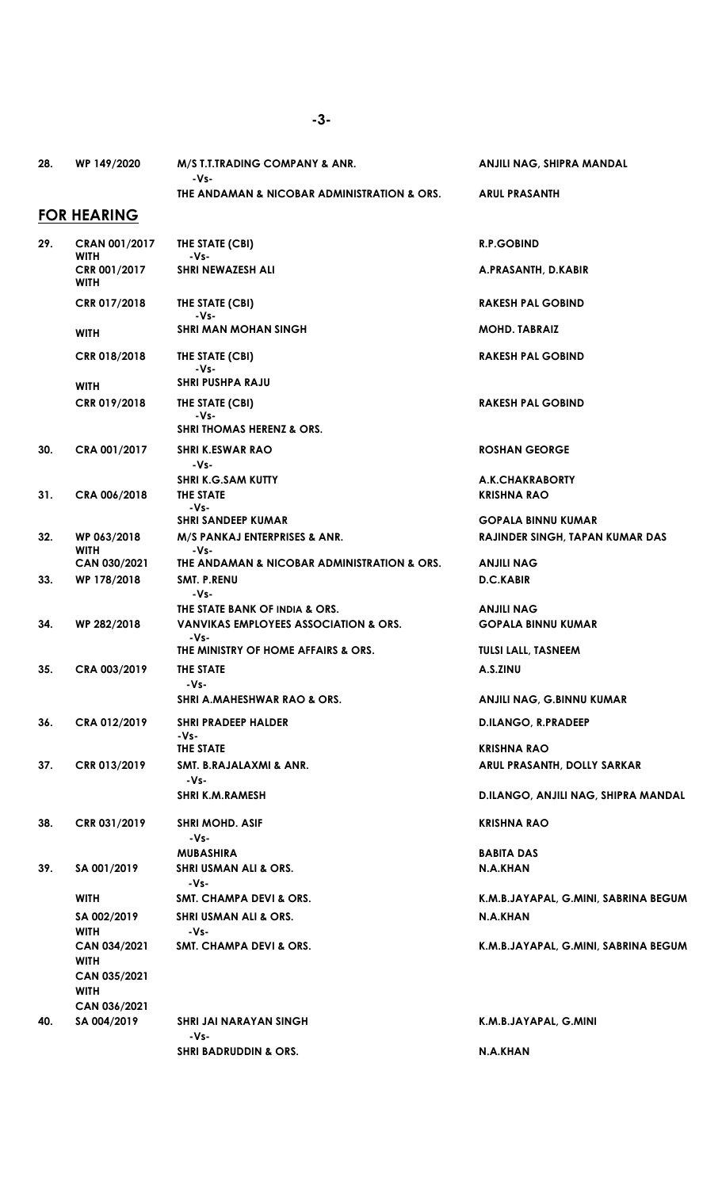| 28. | WP 149/2020 | M/S T.T.TRADING COMPANY & ANR. | ANJILI NAG, SHIPRA MANDAL |
|---|---|---|---|
| | | -Vs- | |
| | | THE ANDAMAN & NICOBAR ADMINISTRATION & ORS. | ARUL PRASANTH |

## FOR HEARING

| | | | |
|---|---|---|---|
| 29. | CRAN 001/2017 WITH | THE STATE (CBI) -Vs- | R.P.GOBIND |
| | CRR 001/2017 WITH | SHRI NEWAZESH ALI | A.PRASANTH, D.KABIR |
| | CRR 017/2018 | THE STATE (CBI) -Vs- | RAKESH PAL GOBIND |
| | WITH | SHRI MAN MOHAN SINGH | MOHD. TABRAIZ |
| | CRR 018/2018 | THE STATE (CBI) -Vs- | RAKESH PAL GOBIND |
| | WITH | SHRI PUSHPA RAJU | |
| | CRR 019/2018 | THE STATE (CBI) -Vs- | RAKESH PAL GOBIND |
| | | SHRI THOMAS HERENZ & ORS. | |
| 30. | CRA 001/2017 | SHRI K.ESWAR RAO -Vs- | ROSHAN GEORGE |
| | | SHRI K.G.SAM KUTTY | A.K.CHAKRABORTY |
| 31. | CRA 006/2018 | THE STATE -Vs- | KRISHNA RAO |
| | | SHRI SANDEEP KUMAR | GOPALA BINNU KUMAR |
| 32. | WP 063/2018 WITH | M/S PANKAJ ENTERPRISES & ANR. -Vs- | RAJINDER SINGH, TAPAN KUMAR DAS |
| | CAN 030/2021 | THE ANDAMAN & NICOBAR ADMINISTRATION & ORS. | ANJILI NAG |
| 33. | WP 178/2018 | SMT. P.RENU -Vs- | D.C.KABIR |
| | | THE STATE BANK OF INDIA & ORS. | ANJILI NAG |
| 34. | WP 282/2018 | VANVIKAS EMPLOYEES ASSOCIATION & ORS. -Vs- | GOPALA BINNU KUMAR |
| | | THE MINISTRY OF HOME AFFAIRS & ORS. | TULSI LALL, TASNEEM |
| 35. | CRA 003/2019 | THE STATE -Vs- | A.S.ZINU |
| | | SHRI A.MAHESHWAR RAO & ORS. | ANJILI NAG, G.BINNU KUMAR |
| 36. | CRA 012/2019 | SHRI PRADEEP HALDER -Vs- | D.ILANGO, R.PRADEEP |
| | | THE STATE | KRISHNA RAO |
| 37. | CRR 013/2019 | SMT. B.RAJALAXMI & ANR. -Vs- | ARUL PRASANTH, DOLLY SARKAR |
| | | SHRI K.M.RAMESH | D.ILANGO, ANJILI NAG, SHIPRA MANDAL |
| 38. | CRR 031/2019 | SHRI MOHD. ASIF -Vs- | KRISHNA RAO |
| | | MUBASHIRA | BABITA DAS |
| 39. | SA 001/2019 | SHRI USMAN ALI & ORS. -Vs- | N.A.KHAN |
| | WITH | SMT. CHAMPA DEVI & ORS. | K.M.B.JAYAPAL, G.MINI, SABRINA BEGUM |
| | SA 002/2019 WITH | SHRI USMAN ALI & ORS. -Vs- | N.A.KHAN |
| | CAN 034/2021 WITH | SMT. CHAMPA DEVI & ORS. | K.M.B.JAYAPAL, G.MINI, SABRINA BEGUM |
| | CAN 035/2021 WITH | | |
| | CAN 036/2021 | | |
| 40. | SA 004/2019 | SHRI JAI NARAYAN SINGH -Vs- | K.M.B.JAYAPAL, G.MINI |
| | | SHRI BADRUDDIN & ORS. | N.A.KHAN |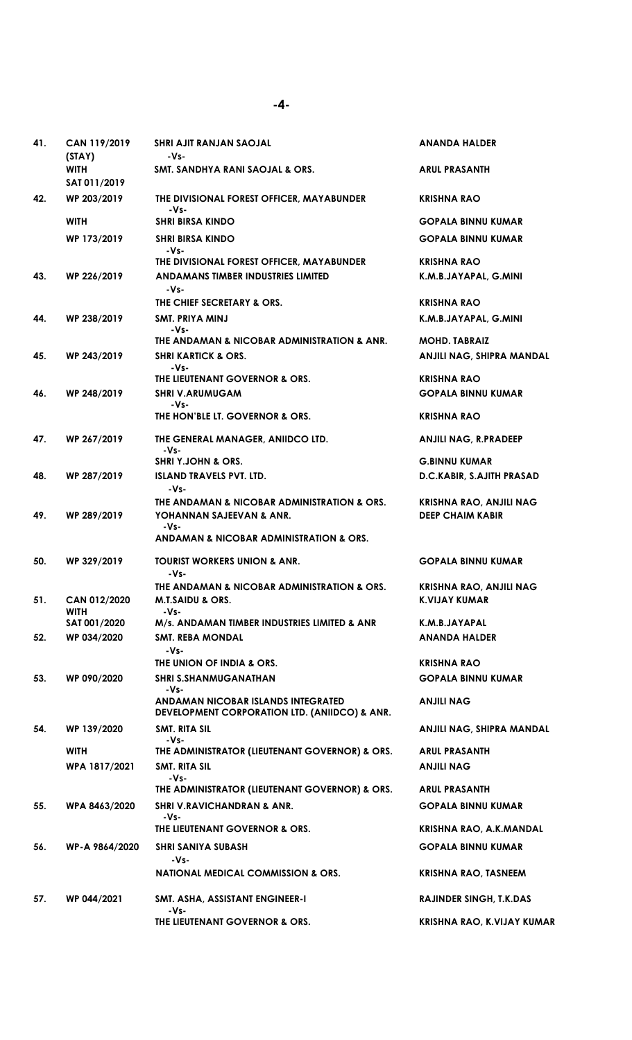| | | | |
|---|---|---|---|
| 41. | CAN 119/2019 (STAY) | SHRI AJIT RANJAN SAOJAL -Vs- | ANANDA HALDER |
| | WITH SAT 011/2019 | SMT. SANDHYA RANI SAOJAL & ORS. | ARUL PRASANTH |
| 42. | WP 203/2019 | THE DIVISIONAL FOREST OFFICER, MAYABUNDER -Vs- | KRISHNA RAO |
| | WITH | SHRI BIRSA KINDO | GOPALA BINNU KUMAR |
| | WP 173/2019 | SHRI BIRSA KINDO -Vs- | GOPALA BINNU KUMAR |
| | | THE DIVISIONAL FOREST OFFICER, MAYABUNDER | KRISHNA RAO |
| 43. | WP 226/2019 | ANDAMANS TIMBER INDUSTRIES LIMITED -Vs- | K.M.B.JAYAPAL, G.MINI |
| | | THE CHIEF SECRETARY & ORS. | KRISHNA RAO |
| 44. | WP 238/2019 | SMT. PRIYA MINJ -Vs- | K.M.B.JAYAPAL, G.MINI |
| | | THE ANDAMAN & NICOBAR ADMINISTRATION & ANR. | MOHD. TABRAIZ |
| 45. | WP 243/2019 | SHRI KARTICK & ORS. -Vs- | ANJILI NAG, SHIPRA MANDAL |
| | | THE LIEUTENANT GOVERNOR & ORS. | KRISHNA RAO |
| 46. | WP 248/2019 | SHRI V.ARUMUGAM -Vs- | GOPALA BINNU KUMAR |
| | | THE HON'BLE LT. GOVERNOR & ORS. | KRISHNA RAO |
| 47. | WP 267/2019 | THE GENERAL MANAGER, ANIIDCO LTD. -Vs- | ANJILI NAG, R.PRADEEP |
| | | SHRI Y.JOHN & ORS. | G.BINNU KUMAR |
| 48. | WP 287/2019 | ISLAND TRAVELS PVT. LTD. -Vs- | D.C.KABIR, S.AJITH PRASAD |
| | | THE ANDAMAN & NICOBAR ADMINISTRATION & ORS. | KRISHNA RAO, ANJILI NAG |
| 49. | WP 289/2019 | YOHANNAN SAJEEVAN & ANR. -Vs- | DEEP CHAIM KABIR |
| | | ANDAMAN & NICOBAR ADMINISTRATION & ORS. | |
| 50. | WP 329/2019 | TOURIST WORKERS UNION & ANR. -Vs- | GOPALA BINNU KUMAR |
| | | THE ANDAMAN & NICOBAR ADMINISTRATION & ORS. | KRISHNA RAO, ANJILI NAG |
| 51. | CAN 012/2020 WITH | M.T.SAIDU & ORS. -Vs- | K.VIJAY KUMAR |
| | SAT 001/2020 | M/s. ANDAMAN TIMBER INDUSTRIES LIMITED & ANR | K.M.B.JAYAPAL |
| 52. | WP 034/2020 | SMT. REBA MONDAL -Vs- | ANANDA HALDER |
| | | THE UNION OF INDIA & ORS. | KRISHNA RAO |
| 53. | WP 090/2020 | SHRI S.SHANMUGANATHAN -Vs- | GOPALA BINNU KUMAR |
| | | ANDAMAN NICOBAR ISLANDS INTEGRATED DEVELOPMENT CORPORATION LTD. (ANIIDCO) & ANR. | ANJILI NAG |
| 54. | WP 139/2020 | SMT. RITA SIL -Vs- | ANJILI NAG, SHIPRA MANDAL |
| | WITH | THE ADMINISTRATOR (LIEUTENANT GOVERNOR) & ORS. | ARUL PRASANTH |
| | WPA 1817/2021 | SMT. RITA SIL -Vs- | ANJILI NAG |
| | | THE ADMINISTRATOR (LIEUTENANT GOVERNOR) & ORS. | ARUL PRASANTH |
| 55. | WPA 8463/2020 | SHRI V.RAVICHANDRAN & ANR. -Vs- | GOPALA BINNU KUMAR |
| | | THE LIEUTENANT GOVERNOR & ORS. | KRISHNA RAO, A.K.MANDAL |
| 56. | WP-A 9864/2020 | SHRI SANIYA SUBASH -Vs- | GOPALA BINNU KUMAR |
| | | NATIONAL MEDICAL COMMISSION & ORS. | KRISHNA RAO, TASNEEM |
| 57. | WP 044/2021 | SMT. ASHA, ASSISTANT ENGINEER-I -Vs- | RAJINDER SINGH, T.K.DAS |
| | | THE LIEUTENANT GOVERNOR & ORS. | KRISHNA RAO, K.VIJAY KUMAR |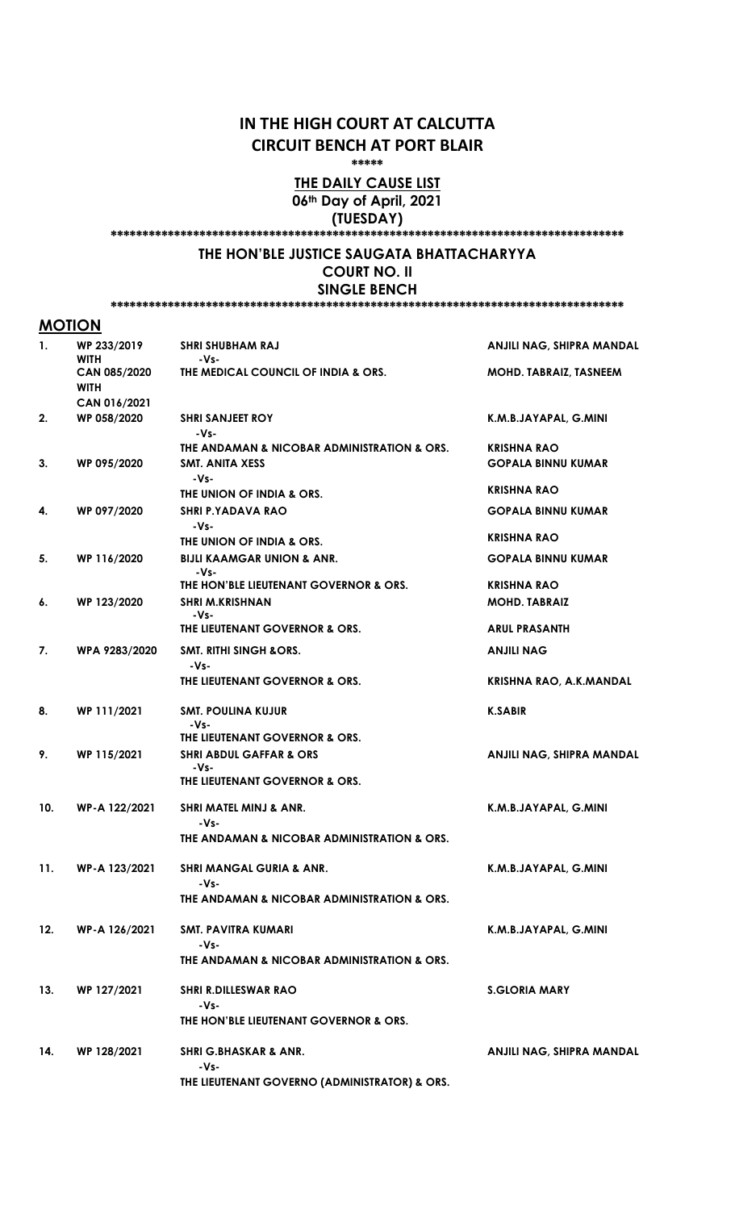# IN THE HIGH COURT AT CALCUTTA
# CIRCUIT BENCH AT PORT BLAIR

\*\*\*\*\*

## THE DAILY CAUSE LIST

**06th Day of April, 2021**

**(TUESDAY)**

\*\*\*\*\*\*\*\*\*\*\*\*\*\*\*\*\*\*\*\*\*\*\*\*\*\*\*\*\*\*\*\*\*\*\*\*\*\*\*\*\*\*\*\*\*\*\*\*\*\*\*\*\*\*\*\*\*\*\*\*\*\*\*\*\*\*\*\*\*\*\*\*\*\*\*\*\*\*\*\*\*\*\*\*

## THE HON'BLE JUSTICE SAUGATA BHATTACHARYYA
## COURT NO. II
## SINGLE BENCH

\*\*\*\*\*\*\*\*\*\*\*\*\*\*\*\*\*\*\*\*\*\*\*\*\*\*\*\*\*\*\*\*\*\*\*\*\*\*\*\*\*\*\*\*\*\*\*\*\*\*\*\*\*\*\*\*\*\*\*\*\*\*\*\*\*\*\*\*\*\*\*\*\*\*\*\*\*\*\*\*\*\*\*\*

## MOTION

| No. | Case No. | Parties | Advocates |
|---|---|---|---|
| 1. | WP 233/2019 WITH CAN 085/2020 WITH CAN 016/2021 | SHRI SHUBHAM RAJ -Vs- THE MEDICAL COUNCIL OF INDIA & ORS. | ANJILI NAG, SHIPRA MANDAL / MOHD. TABRAIZ, TASNEEM |
| 2. | WP 058/2020 | SHRI SANJEET ROY -Vs- THE ANDAMAN & NICOBAR ADMINISTRATION & ORS. | K.M.B.JAYAPAL, G.MINI / KRISHNA RAO |
| 3. | WP 095/2020 | SMT. ANITA XESS -Vs- THE UNION OF INDIA & ORS. | GOPALA BINNU KUMAR / KRISHNA RAO |
| 4. | WP 097/2020 | SHRI P.YADAVA RAO -Vs- THE UNION OF INDIA & ORS. | GOPALA BINNU KUMAR / KRISHNA RAO |
| 5. | WP 116/2020 | BIJLI KAAMGAR UNION & ANR. -Vs- THE HON'BLE LIEUTENANT GOVERNOR & ORS. | GOPALA BINNU KUMAR / KRISHNA RAO |
| 6. | WP 123/2020 | SHRI M.KRISHNAN -Vs- THE LIEUTENANT GOVERNOR & ORS. | MOHD. TABRAIZ / ARUL PRASANTH |
| 7. | WPA 9283/2020 | SMT. RITHI SINGH &ORS. -Vs- THE LIEUTENANT GOVERNOR & ORS. | ANJILI NAG / KRISHNA RAO, A.K.MANDAL |
| 8. | WP 111/2021 | SMT. POULINA KUJUR -Vs- THE LIEUTENANT GOVERNOR & ORS. | K.SABIR |
| 9. | WP 115/2021 | SHRI ABDUL GAFFAR & ORS -Vs- THE LIEUTENANT GOVERNOR & ORS. | ANJILI NAG, SHIPRA MANDAL |
| 10. | WP-A 122/2021 | SHRI MATEL MINJ & ANR. -Vs- THE ANDAMAN & NICOBAR ADMINISTRATION & ORS. | K.M.B.JAYAPAL, G.MINI |
| 11. | WP-A 123/2021 | SHRI MANGAL GURIA & ANR. -Vs- THE ANDAMAN & NICOBAR ADMINISTRATION & ORS. | K.M.B.JAYAPAL, G.MINI |
| 12. | WP-A 126/2021 | SMT. PAVITRA KUMARI -Vs- THE ANDAMAN & NICOBAR ADMINISTRATION & ORS. | K.M.B.JAYAPAL, G.MINI |
| 13. | WP 127/2021 | SHRI R.DILLESWAR RAO -Vs- THE HON'BLE LIEUTENANT GOVERNOR & ORS. | S.GLORIA MARY |
| 14. | WP 128/2021 | SHRI G.BHASKAR & ANR. -Vs- THE LIEUTENANT GOVERNO (ADMINISTRATOR) & ORS. | ANJILI NAG, SHIPRA MANDAL |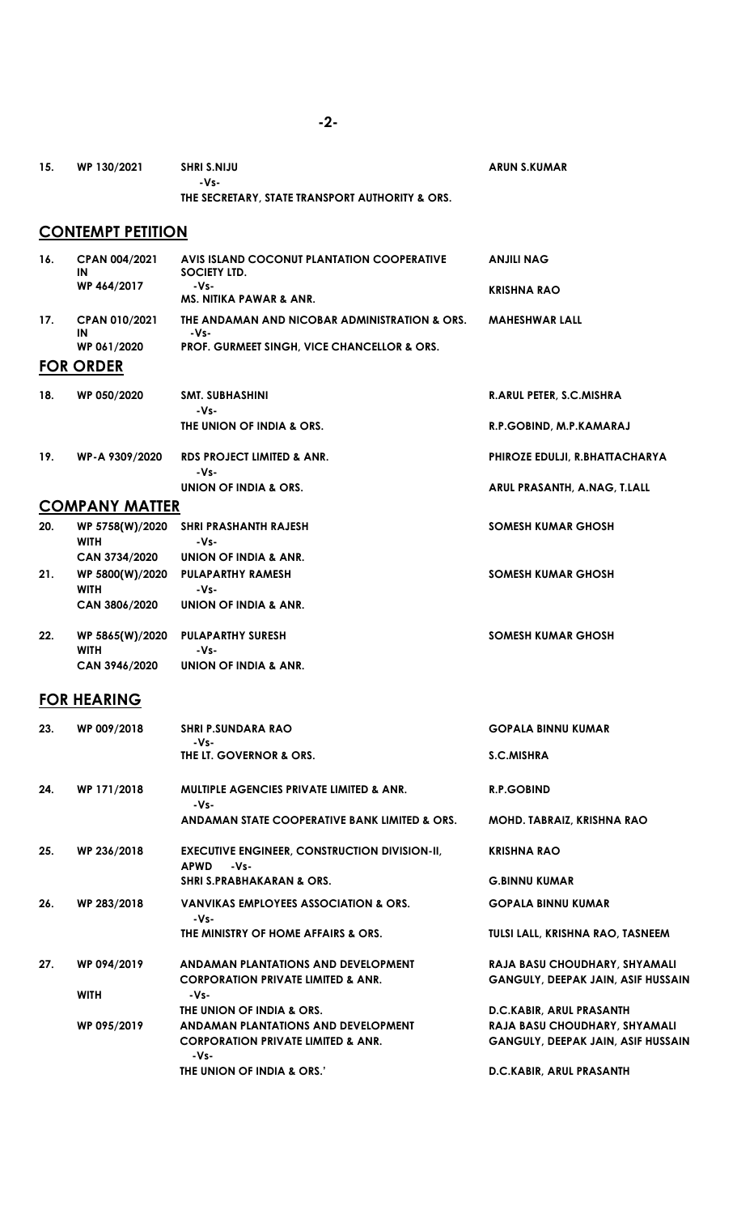| | | | |
|---|---|---|---|
| 15. | WP 130/2021 | SHRI S.NIJU<br>-Vs-<br>THE SECRETARY, STATE TRANSPORT AUTHORITY & ORS. | ARUN S.KUMAR |

## CONTEMPT PETITION

| | | | |
|---|---|---|---|
| 16. | CPAN 004/2021<br>IN<br>WP 464/2017 | AVIS ISLAND COCONUT PLANTATION COOPERATIVE SOCIETY LTD.<br>-Vs-<br>MS. NITIKA PAWAR & ANR. | ANJILI NAG<br><br>KRISHNA RAO |
| 17. | CPAN 010/2021<br>IN<br>WP 061/2020 | THE ANDAMAN AND NICOBAR ADMINISTRATION & ORS.<br>-Vs-<br>PROF. GURMEET SINGH, VICE CHANCELLOR & ORS. | MAHESHWAR LALL |

## FOR ORDER

| | | | |
|---|---|---|---|
| 18. | WP 050/2020 | SMT. SUBHASHINI<br>-Vs-<br>THE UNION OF INDIA & ORS. | R.ARUL PETER, S.C.MISHRA<br><br>R.P.GOBIND, M.P.KAMARAJ |
| 19. | WP-A 9309/2020 | RDS PROJECT LIMITED & ANR.<br>-Vs-<br>UNION OF INDIA & ORS. | PHIROZE EDULJI, R.BHATTACHARYA<br><br>ARUL PRASANTH, A.NAG, T.LALL |

## COMPANY MATTER

| | | | |
|---|---|---|---|
| 20. | WP 5758(W)/2020<br>WITH<br>CAN 3734/2020 | SHRI PRASHANTH RAJESH<br>-Vs-<br>UNION OF INDIA & ANR. | SOMESH KUMAR GHOSH |
| 21. | WP 5800(W)/2020<br>WITH<br>CAN 3806/2020 | PULAPARTHY RAMESH<br>-Vs-<br>UNION OF INDIA & ANR. | SOMESH KUMAR GHOSH |
| 22. | WP 5865(W)/2020<br>WITH<br>CAN 3946/2020 | PULAPARTHY SURESH<br>-Vs-<br>UNION OF INDIA & ANR. | SOMESH KUMAR GHOSH |

## FOR HEARING

| | | | |
|---|---|---|---|
| 23. | WP 009/2018 | SHRI P.SUNDARA RAO<br>-Vs-<br>THE LT. GOVERNOR & ORS. | GOPALA BINNU KUMAR<br><br>S.C.MISHRA |
| 24. | WP 171/2018 | MULTIPLE AGENCIES PRIVATE LIMITED & ANR.<br>-Vs-<br>ANDAMAN STATE COOPERATIVE BANK LIMITED & ORS. | R.P.GOBIND<br><br>MOHD. TABRAIZ, KRISHNA RAO |
| 25. | WP 236/2018 | EXECUTIVE ENGINEER, CONSTRUCTION DIVISION-II, APWD -Vs-<br>SHRI S.PRABHAKARAN & ORS. | KRISHNA RAO<br><br>G.BINNU KUMAR |
| 26. | WP 283/2018 | VANVIKAS EMPLOYEES ASSOCIATION & ORS.<br>-Vs-<br>THE MINISTRY OF HOME AFFAIRS & ORS. | GOPALA BINNU KUMAR<br><br>TULSI LALL, KRISHNA RAO, TASNEEM |
| 27. | WP 094/2019<br><br>WITH | ANDAMAN PLANTATIONS AND DEVELOPMENT CORPORATION PRIVATE LIMITED & ANR.<br>-Vs-<br>THE UNION OF INDIA & ORS. | RAJA BASU CHOUDHARY, SHYAMALI GANGULY, DEEPAK JAIN, ASIF HUSSAIN<br><br>D.C.KABIR, ARUL PRASANTH |
| | WP 095/2019 | ANDAMAN PLANTATIONS AND DEVELOPMENT CORPORATION PRIVATE LIMITED & ANR.<br>-Vs-<br>THE UNION OF INDIA & ORS.' | RAJA BASU CHOUDHARY, SHYAMALI GANGULY, DEEPAK JAIN, ASIF HUSSAIN<br><br>D.C.KABIR, ARUL PRASANTH |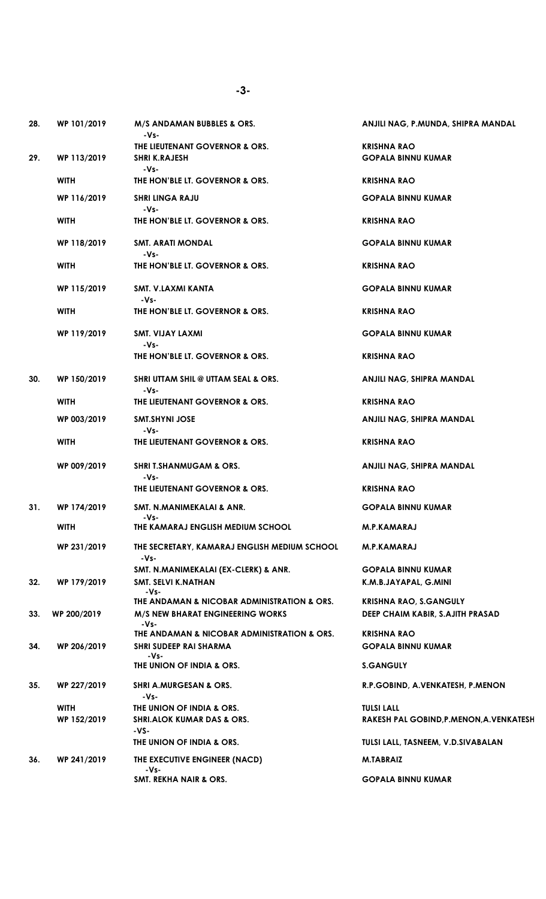| | | | |
|---|---|---|---|
| 28. | WP 101/2019 | **M/S ANDAMAN BUBBLES & ORS.** -Vs- **THE LIEUTENANT GOVERNOR & ORS.** | **ANJILI NAG, P.MUNDA, SHIPRA MANDAL** **KRISHNA RAO** |
| 29. | WP 113/2019 | **SHRI K.RAJESH** -Vs- | **GOPALA BINNU KUMAR** |
| | WITH | **THE HON'BLE LT. GOVERNOR & ORS.** | **KRISHNA RAO** |
| | WP 116/2019 | **SHRI LINGA RAJU** -Vs- | **GOPALA BINNU KUMAR** |
| | WITH | **THE HON'BLE LT. GOVERNOR & ORS.** | **KRISHNA RAO** |
| | WP 118/2019 | **SMT. ARATI MONDAL** -Vs- | **GOPALA BINNU KUMAR** |
| | WITH | **THE HON'BLE LT. GOVERNOR & ORS.** | **KRISHNA RAO** |
| | WP 115/2019 | **SMT. V.LAXMI KANTA** -Vs- | **GOPALA BINNU KUMAR** |
| | WITH | **THE HON'BLE LT. GOVERNOR & ORS.** | **KRISHNA RAO** |
| | WP 119/2019 | **SMT. VIJAY LAXMI** -Vs- **THE HON'BLE LT. GOVERNOR & ORS.** | **GOPALA BINNU KUMAR** **KRISHNA RAO** |
| 30. | WP 150/2019 | **SHRI UTTAM SHIL @ UTTAM SEAL & ORS.** -Vs- | **ANJILI NAG, SHIPRA MANDAL** |
| | WITH | **THE LIEUTENANT GOVERNOR & ORS.** | **KRISHNA RAO** |
| | WP 003/2019 | **SMT.SHYNI JOSE** -Vs- | **ANJILI NAG, SHIPRA MANDAL** |
| | WITH | **THE LIEUTENANT GOVERNOR & ORS.** | **KRISHNA RAO** |
| | WP 009/2019 | **SHRI T.SHANMUGAM & ORS.** -Vs- **THE LIEUTENANT GOVERNOR & ORS.** | **ANJILI NAG, SHIPRA MANDAL** **KRISHNA RAO** |
| 31. | WP 174/2019 | **SMT. N.MANIMEKALAI & ANR.** -Vs- | **GOPALA BINNU KUMAR** |
| | WITH | **THE KAMARAJ ENGLISH MEDIUM SCHOOL** | **M.P.KAMARAJ** |
| | WP 231/2019 | **THE SECRETARY, KAMARAJ ENGLISH MEDIUM SCHOOL** -Vs- **SMT. N.MANIMEKALAI (EX-CLERK) & ANR.** | **M.P.KAMARAJ** **GOPALA BINNU KUMAR** |
| 32. | WP 179/2019 | **SMT. SELVI K.NATHAN** -Vs- **THE ANDAMAN & NICOBAR ADMINISTRATION & ORS.** | **K.M.B.JAYAPAL, G.MINI** **KRISHNA RAO, S.GANGULY** |
| 33. | WP 200/2019 | **M/S NEW BHARAT ENGINEERING WORKS** -Vs- **THE ANDAMAN & NICOBAR ADMINISTRATION & ORS.** | **DEEP CHAIM KABIR, S.AJITH PRASAD** **KRISHNA RAO** |
| 34. | WP 206/2019 | **SHRI SUDEEP RAI SHARMA** -Vs- **THE UNION OF INDIA & ORS.** | **GOPALA BINNU KUMAR** **S.GANGULY** |
| 35. | WP 227/2019 | **SHRI A.MURGESAN & ORS.** -Vs- | **R.P.GOBIND, A.VENKATESH, P.MENON** |
| | WITH | **THE UNION OF INDIA & ORS.** | **TULSI LALL** |
| | WP 152/2019 | **SHRI.ALOK KUMAR DAS & ORS.** -VS- **THE UNION OF INDIA & ORS.** | **RAKESH PAL GOBIND,P.MENON,A.VENKATESH** **TULSI LALL, TASNEEM, V.D.SIVABALAN** |
| 36. | WP 241/2019 | **THE EXECUTIVE ENGINEER (NACD)** -Vs- **SMT. REKHA NAIR & ORS.** | **M.TABRAIZ** **GOPALA BINNU KUMAR** |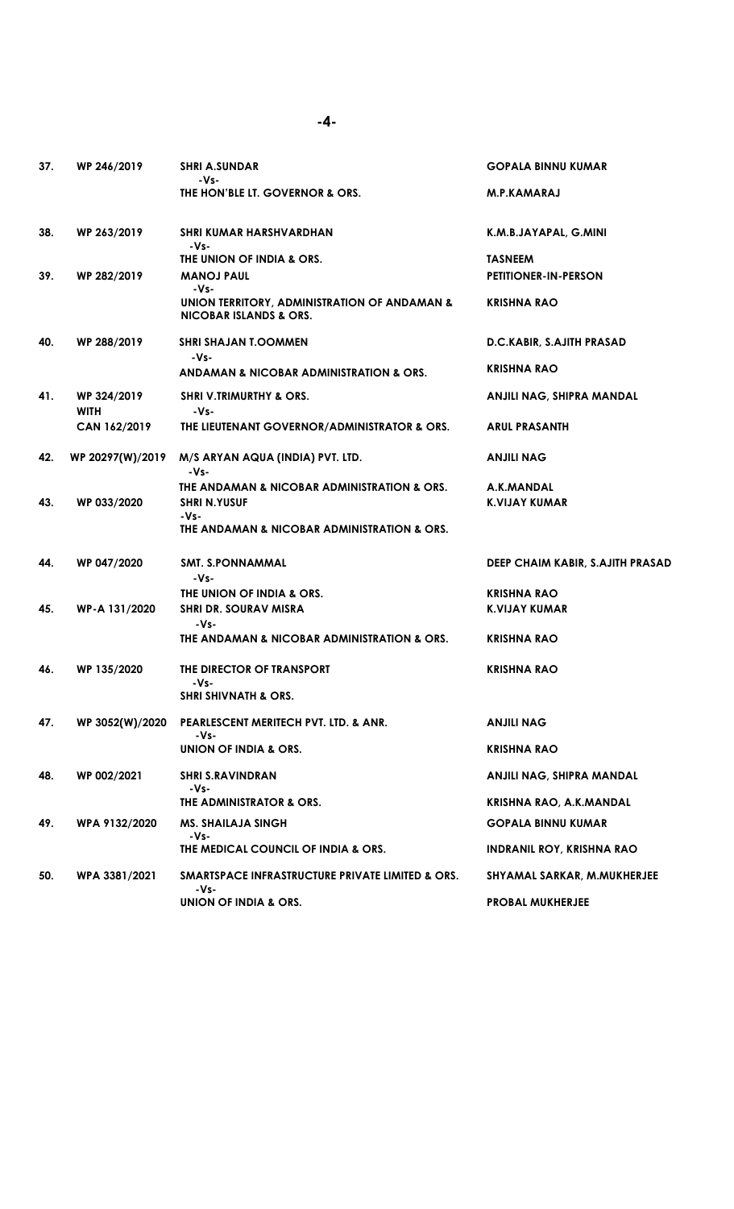| | | | |
|---|---|---|---|
| 37. | WP 246/2019 | SHRI A.SUNDAR<br>-Vs-<br>THE HON'BLE LT. GOVERNOR & ORS. | GOPALA BINNU KUMAR<br><br>M.P.KAMARAJ |
| 38. | WP 263/2019 | SHRI KUMAR HARSHVARDHAN<br>-Vs-<br>THE UNION OF INDIA & ORS. | K.M.B.JAYAPAL, G.MINI<br><br>TASNEEM |
| 39. | WP 282/2019 | MANOJ PAUL<br>-Vs-<br>UNION TERRITORY, ADMINISTRATION OF ANDAMAN & NICOBAR ISLANDS & ORS. | PETITIONER-IN-PERSON<br><br>KRISHNA RAO |
| 40. | WP 288/2019 | SHRI SHAJAN T.OOMMEN<br>-Vs-<br>ANDAMAN & NICOBAR ADMINISTRATION & ORS. | D.C.KABIR, S.AJITH PRASAD<br><br>KRISHNA RAO |
| 41. | WP 324/2019<br>WITH<br>CAN 162/2019 | SHRI V.TRIMURTHY & ORS.<br>-Vs-<br>THE LIEUTENANT GOVERNOR/ADMINISTRATOR & ORS. | ANJILI NAG, SHIPRA MANDAL<br><br>ARUL PRASANTH |
| 42. | WP 20297(W)/2019 | M/S ARYAN AQUA (INDIA) PVT. LTD.<br>-Vs-<br>THE ANDAMAN & NICOBAR ADMINISTRATION & ORS. | ANJILI NAG<br><br>A.K.MANDAL |
| 43. | WP 033/2020 | SHRI N.YUSUF<br>-Vs-<br>THE ANDAMAN & NICOBAR ADMINISTRATION & ORS. | K.VIJAY KUMAR |
| 44. | WP 047/2020 | SMT. S.PONNAMMAL<br>-Vs-<br>THE UNION OF INDIA & ORS. | DEEP CHAIM KABIR, S.AJITH PRASAD<br><br>KRISHNA RAO |
| 45. | WP-A 131/2020 | SHRI DR. SOURAV MISRA<br>-Vs-<br>THE ANDAMAN & NICOBAR ADMINISTRATION & ORS. | K.VIJAY KUMAR<br><br>KRISHNA RAO |
| 46. | WP 135/2020 | THE DIRECTOR OF TRANSPORT<br>-Vs-<br>SHRI SHIVNATH & ORS. | KRISHNA RAO |
| 47. | WP 3052(W)/2020 | PEARLESCENT MERITECH PVT. LTD. & ANR.<br>-Vs-<br>UNION OF INDIA & ORS. | ANJILI NAG<br><br>KRISHNA RAO |
| 48. | WP 002/2021 | SHRI S.RAVINDRAN<br>-Vs-<br>THE ADMINISTRATOR & ORS. | ANJILI NAG, SHIPRA MANDAL<br><br>KRISHNA RAO, A.K.MANDAL |
| 49. | WPA 9132/2020 | MS. SHAILAJA SINGH<br>-Vs-<br>THE MEDICAL COUNCIL OF INDIA & ORS. | GOPALA BINNU KUMAR<br><br>INDRANIL ROY, KRISHNA RAO |
| 50. | WPA 3381/2021 | SMARTSPACE INFRASTRUCTURE PRIVATE LIMITED & ORS.<br>-Vs-<br>UNION OF INDIA & ORS. | SHYAMAL SARKAR, M.MUKHERJEE<br><br>PROBAL MUKHERJEE |